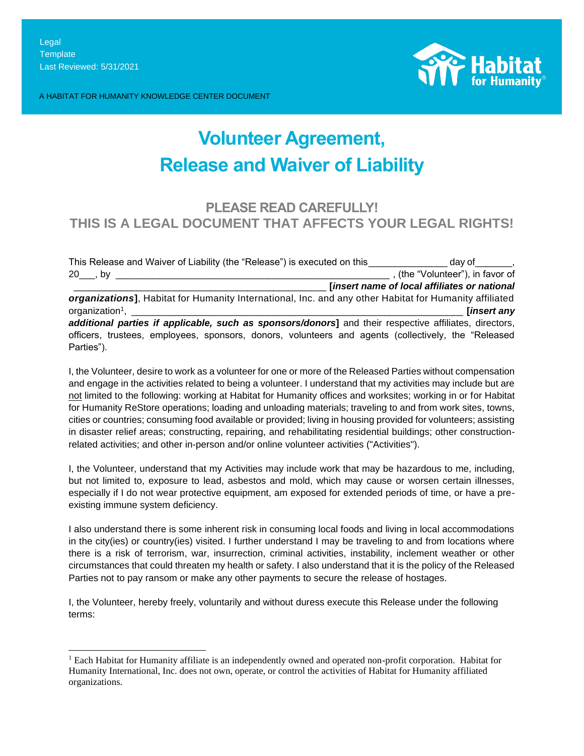Legal
Template
Last Reviewed: 5/31/2021

A HABITAT FOR HUMANITY KNOWLEDGE CENTER DOCUMENT

# Volunteer Agreement, Release and Waiver of Liability

## PLEASE READ CAREFULLY! THIS IS A LEGAL DOCUMENT THAT AFFECTS YOUR LEGAL RIGHTS!

This Release and Waiver of Liability (the "Release") is executed on this______________ day of______, 20___, by ____________________________________________________ , (the "Volunteer"), in favor of _______________________________________________ **[*insert name of local affiliates or national organizations*]**, Habitat for Humanity International, Inc. and any other Habitat for Humanity affiliated organization[1], _______________________________________________________________ **[*insert any additional parties if applicable, such as sponsors/donors*]** and their respective affiliates, directors, officers, trustees, employees, sponsors, donors, volunteers and agents (collectively, the "Released Parties").

I, the Volunteer, desire to work as a volunteer for one or more of the Released Parties without compensation and engage in the activities related to being a volunteer. I understand that my activities may include but are not limited to the following: working at Habitat for Humanity offices and worksites; working in or for Habitat for Humanity ReStore operations; loading and unloading materials; traveling to and from work sites, towns, cities or countries; consuming food available or provided; living in housing provided for volunteers; assisting in disaster relief areas; constructing, repairing, and rehabilitating residential buildings; other construction-related activities; and other in-person and/or online volunteer activities ("Activities").

I, the Volunteer, understand that my Activities may include work that may be hazardous to me, including, but not limited to, exposure to lead, asbestos and mold, which may cause or worsen certain illnesses, especially if I do not wear protective equipment, am exposed for extended periods of time, or have a pre-existing immune system deficiency.

I also understand there is some inherent risk in consuming local foods and living in local accommodations in the city(ies) or country(ies) visited. I further understand I may be traveling to and from locations where there is a risk of terrorism, war, insurrection, criminal activities, instability, inclement weather or other circumstances that could threaten my health or safety. I also understand that it is the policy of the Released Parties not to pay ransom or make any other payments to secure the release of hostages.

I, the Volunteer, hereby freely, voluntarily and without duress execute this Release under the following terms:

[1] Each Habitat for Humanity affiliate is an independently owned and operated non-profit corporation. Habitat for Humanity International, Inc. does not own, operate, or control the activities of Habitat for Humanity affiliated organizations.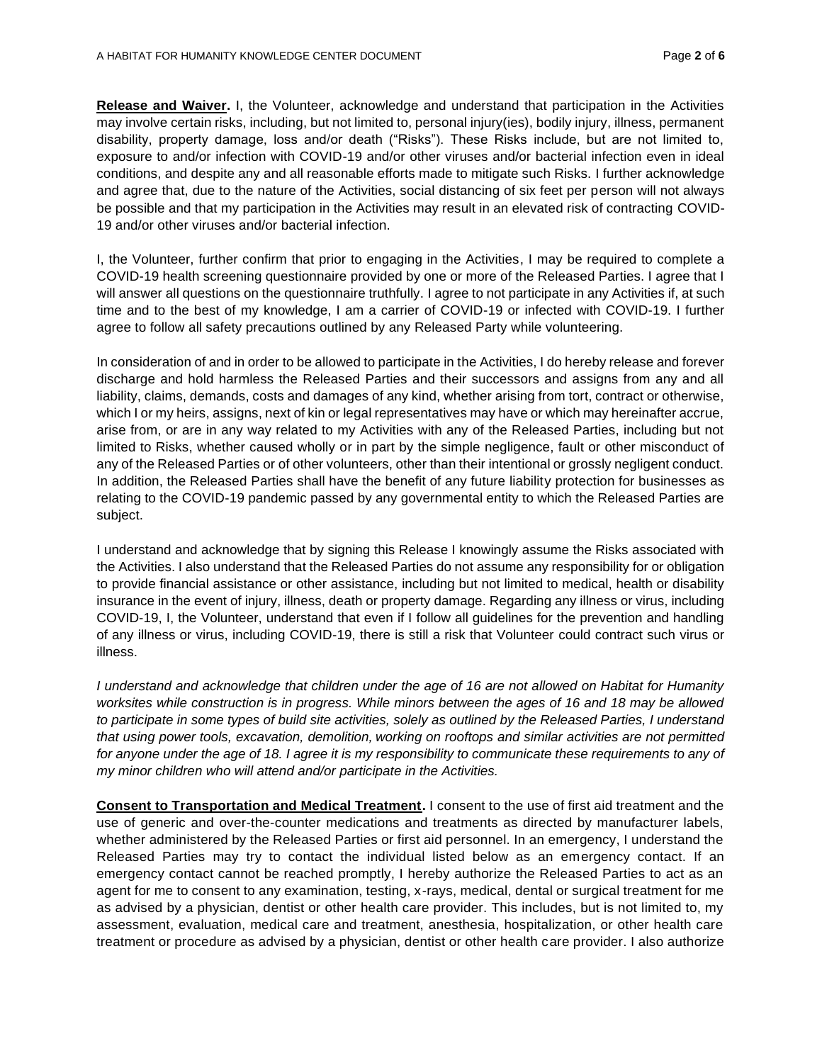**Release and Waiver.** I, the Volunteer, acknowledge and understand that participation in the Activities may involve certain risks, including, but not limited to, personal injury(ies), bodily injury, illness, permanent disability, property damage, loss and/or death ("Risks"). These Risks include, but are not limited to, exposure to and/or infection with COVID-19 and/or other viruses and/or bacterial infection even in ideal conditions, and despite any and all reasonable efforts made to mitigate such Risks. I further acknowledge and agree that, due to the nature of the Activities, social distancing of six feet per person will not always be possible and that my participation in the Activities may result in an elevated risk of contracting COVID-19 and/or other viruses and/or bacterial infection.

I, the Volunteer, further confirm that prior to engaging in the Activities, I may be required to complete a COVID-19 health screening questionnaire provided by one or more of the Released Parties. I agree that I will answer all questions on the questionnaire truthfully. I agree to not participate in any Activities if, at such time and to the best of my knowledge, I am a carrier of COVID-19 or infected with COVID-19. I further agree to follow all safety precautions outlined by any Released Party while volunteering.

In consideration of and in order to be allowed to participate in the Activities, I do hereby release and forever discharge and hold harmless the Released Parties and their successors and assigns from any and all liability, claims, demands, costs and damages of any kind, whether arising from tort, contract or otherwise, which I or my heirs, assigns, next of kin or legal representatives may have or which may hereinafter accrue, arise from, or are in any way related to my Activities with any of the Released Parties, including but not limited to Risks, whether caused wholly or in part by the simple negligence, fault or other misconduct of any of the Released Parties or of other volunteers, other than their intentional or grossly negligent conduct. In addition, the Released Parties shall have the benefit of any future liability protection for businesses as relating to the COVID-19 pandemic passed by any governmental entity to which the Released Parties are subject.

I understand and acknowledge that by signing this Release I knowingly assume the Risks associated with the Activities. I also understand that the Released Parties do not assume any responsibility for or obligation to provide financial assistance or other assistance, including but not limited to medical, health or disability insurance in the event of injury, illness, death or property damage. Regarding any illness or virus, including COVID-19, I, the Volunteer, understand that even if I follow all guidelines for the prevention and handling of any illness or virus, including COVID-19, there is still a risk that Volunteer could contract such virus or illness.

*I understand and acknowledge that children under the age of 16 are not allowed on Habitat for Humanity worksites while construction is in progress. While minors between the ages of 16 and 18 may be allowed to participate in some types of build site activities, solely as outlined by the Released Parties, I understand that using power tools, excavation, demolition, working on rooftops and similar activities are not permitted for anyone under the age of 18. I agree it is my responsibility to communicate these requirements to any of my minor children who will attend and/or participate in the Activities.*

**Consent to Transportation and Medical Treatment.** I consent to the use of first aid treatment and the use of generic and over-the-counter medications and treatments as directed by manufacturer labels, whether administered by the Released Parties or first aid personnel. In an emergency, I understand the Released Parties may try to contact the individual listed below as an emergency contact. If an emergency contact cannot be reached promptly, I hereby authorize the Released Parties to act as an agent for me to consent to any examination, testing, x-rays, medical, dental or surgical treatment for me as advised by a physician, dentist or other health care provider. This includes, but is not limited to, my assessment, evaluation, medical care and treatment, anesthesia, hospitalization, or other health care treatment or procedure as advised by a physician, dentist or other health care provider. I also authorize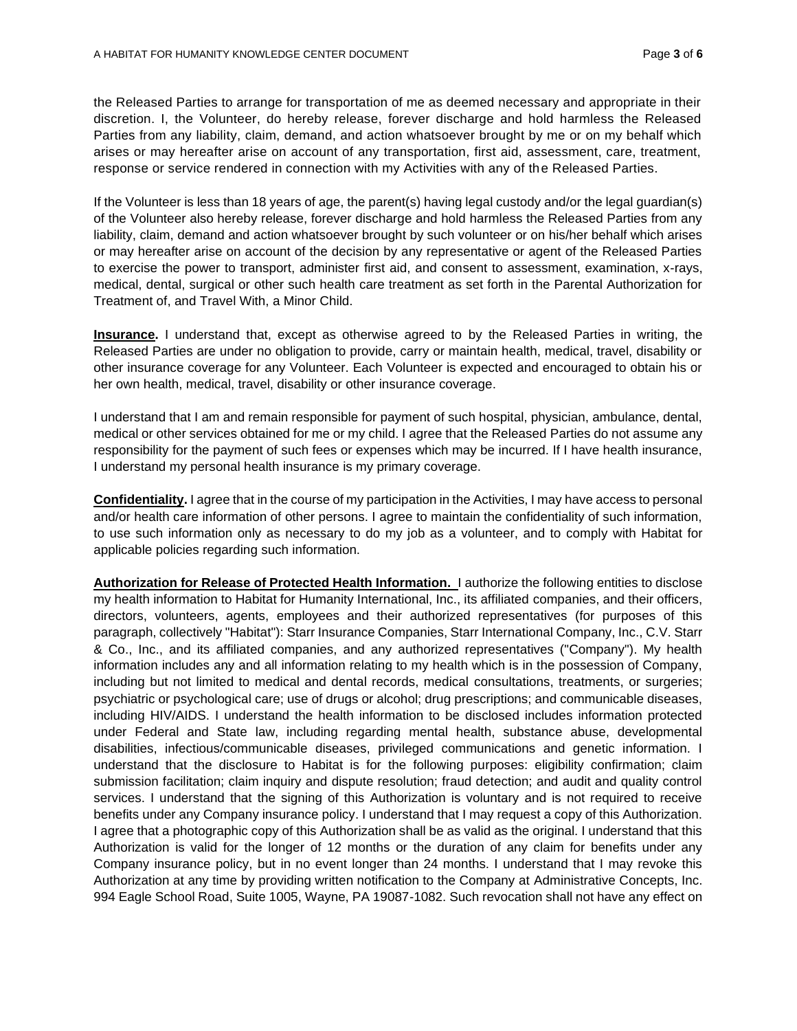the Released Parties to arrange for transportation of me as deemed necessary and appropriate in their discretion. I, the Volunteer, do hereby release, forever discharge and hold harmless the Released Parties from any liability, claim, demand, and action whatsoever brought by me or on my behalf which arises or may hereafter arise on account of any transportation, first aid, assessment, care, treatment, response or service rendered in connection with my Activities with any of the Released Parties.

If the Volunteer is less than 18 years of age, the parent(s) having legal custody and/or the legal guardian(s) of the Volunteer also hereby release, forever discharge and hold harmless the Released Parties from any liability, claim, demand and action whatsoever brought by such volunteer or on his/her behalf which arises or may hereafter arise on account of the decision by any representative or agent of the Released Parties to exercise the power to transport, administer first aid, and consent to assessment, examination, x-rays, medical, dental, surgical or other such health care treatment as set forth in the Parental Authorization for Treatment of, and Travel With, a Minor Child.

**Insurance.** I understand that, except as otherwise agreed to by the Released Parties in writing, the Released Parties are under no obligation to provide, carry or maintain health, medical, travel, disability or other insurance coverage for any Volunteer. Each Volunteer is expected and encouraged to obtain his or her own health, medical, travel, disability or other insurance coverage.

I understand that I am and remain responsible for payment of such hospital, physician, ambulance, dental, medical or other services obtained for me or my child. I agree that the Released Parties do not assume any responsibility for the payment of such fees or expenses which may be incurred. If I have health insurance, I understand my personal health insurance is my primary coverage.

**Confidentiality.** I agree that in the course of my participation in the Activities, I may have access to personal and/or health care information of other persons. I agree to maintain the confidentiality of such information, to use such information only as necessary to do my job as a volunteer, and to comply with Habitat for applicable policies regarding such information.

**Authorization for Release of Protected Health Information.** I authorize the following entities to disclose my health information to Habitat for Humanity International, Inc., its affiliated companies, and their officers, directors, volunteers, agents, employees and their authorized representatives (for purposes of this paragraph, collectively "Habitat"): Starr Insurance Companies, Starr International Company, Inc., C.V. Starr & Co., Inc., and its affiliated companies, and any authorized representatives ("Company"). My health information includes any and all information relating to my health which is in the possession of Company, including but not limited to medical and dental records, medical consultations, treatments, or surgeries; psychiatric or psychological care; use of drugs or alcohol; drug prescriptions; and communicable diseases, including HIV/AIDS. I understand the health information to be disclosed includes information protected under Federal and State law, including regarding mental health, substance abuse, developmental disabilities, infectious/communicable diseases, privileged communications and genetic information. I understand that the disclosure to Habitat is for the following purposes: eligibility confirmation; claim submission facilitation; claim inquiry and dispute resolution; fraud detection; and audit and quality control services. I understand that the signing of this Authorization is voluntary and is not required to receive benefits under any Company insurance policy. I understand that I may request a copy of this Authorization. I agree that a photographic copy of this Authorization shall be as valid as the original. I understand that this Authorization is valid for the longer of 12 months or the duration of any claim for benefits under any Company insurance policy, but in no event longer than 24 months. I understand that I may revoke this Authorization at any time by providing written notification to the Company at Administrative Concepts, Inc. 994 Eagle School Road, Suite 1005, Wayne, PA 19087-1082. Such revocation shall not have any effect on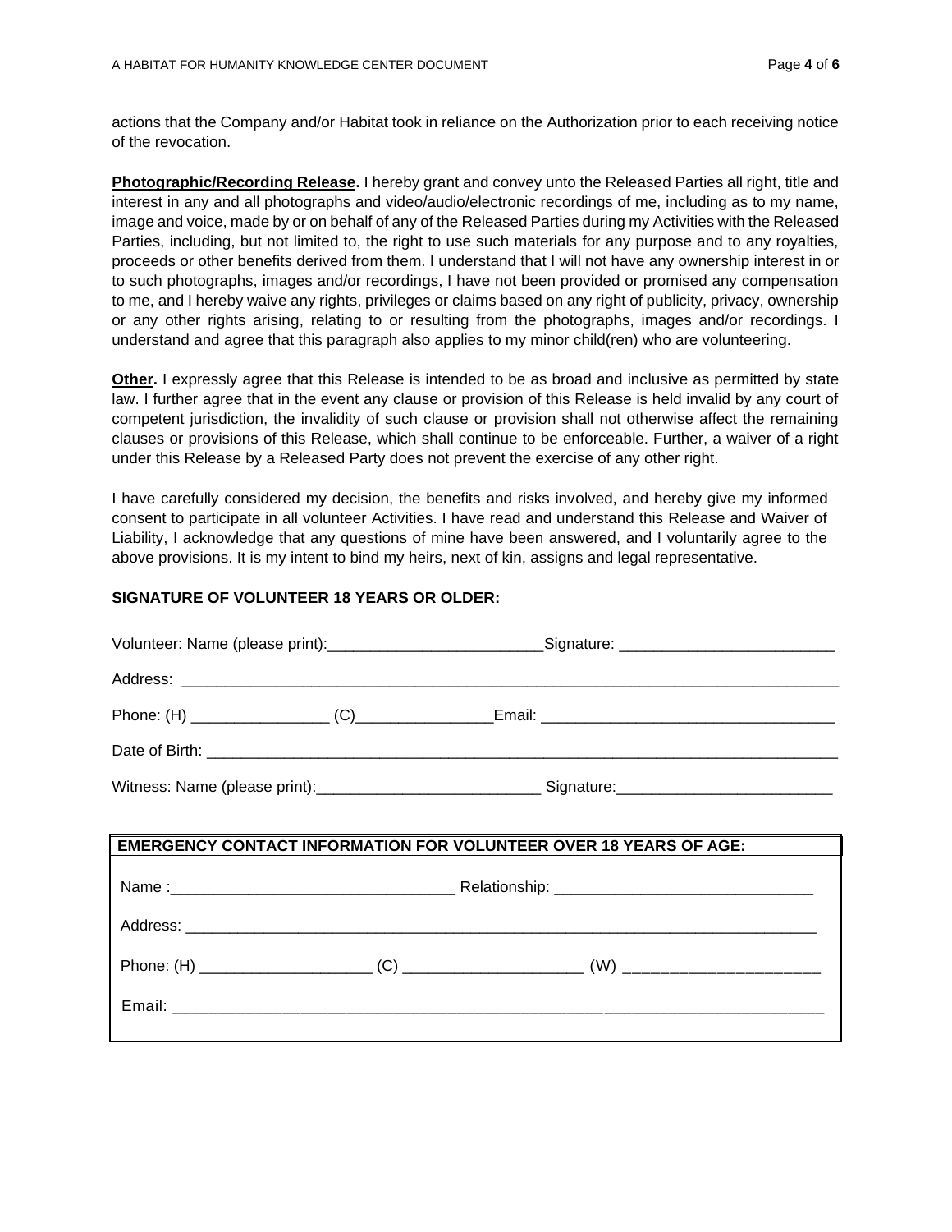actions that the Company and/or Habitat took in reliance on the Authorization prior to each receiving notice of the revocation.

**Photographic/Recording Release.** I hereby grant and convey unto the Released Parties all right, title and interest in any and all photographs and video/audio/electronic recordings of me, including as to my name, image and voice, made by or on behalf of any of the Released Parties during my Activities with the Released Parties, including, but not limited to, the right to use such materials for any purpose and to any royalties, proceeds or other benefits derived from them. I understand that I will not have any ownership interest in or to such photographs, images and/or recordings, I have not been provided or promised any compensation to me, and I hereby waive any rights, privileges or claims based on any right of publicity, privacy, ownership or any other rights arising, relating to or resulting from the photographs, images and/or recordings. I understand and agree that this paragraph also applies to my minor child(ren) who are volunteering.

**Other.** I expressly agree that this Release is intended to be as broad and inclusive as permitted by state law. I further agree that in the event any clause or provision of this Release is held invalid by any court of competent jurisdiction, the invalidity of such clause or provision shall not otherwise affect the remaining clauses or provisions of this Release, which shall continue to be enforceable. Further, a waiver of a right under this Release by a Released Party does not prevent the exercise of any other right.

I have carefully considered my decision, the benefits and risks involved, and hereby give my informed consent to participate in all volunteer Activities. I have read and understand this Release and Waiver of Liability, I acknowledge that any questions of mine have been answered, and I voluntarily agree to the above provisions. It is my intent to bind my heirs, next of kin, assigns and legal representative.

**SIGNATURE OF VOLUNTEER 18 YEARS OR OLDER:**

Volunteer: Name (please print):_________________________Signature: _________________________

Address: ________________________________________________________________________________

Phone: (H) ________________ (C)________________Email: __________________________________

Date of Birth: ___________________________________________________________________________

Witness: Name (please print):__________________________ Signature:_________________________

| EMERGENCY CONTACT INFORMATION FOR VOLUNTEER OVER 18 YEARS OF AGE: |
|---|
| Name :_________________________________ Relationship: ______________________________ |
| Address: ____________________________________________________________________________ |
| Phone: (H) ___________________ (C) ____________________ (W) _____________________ |
| Email: ______________________________________________________________________________ |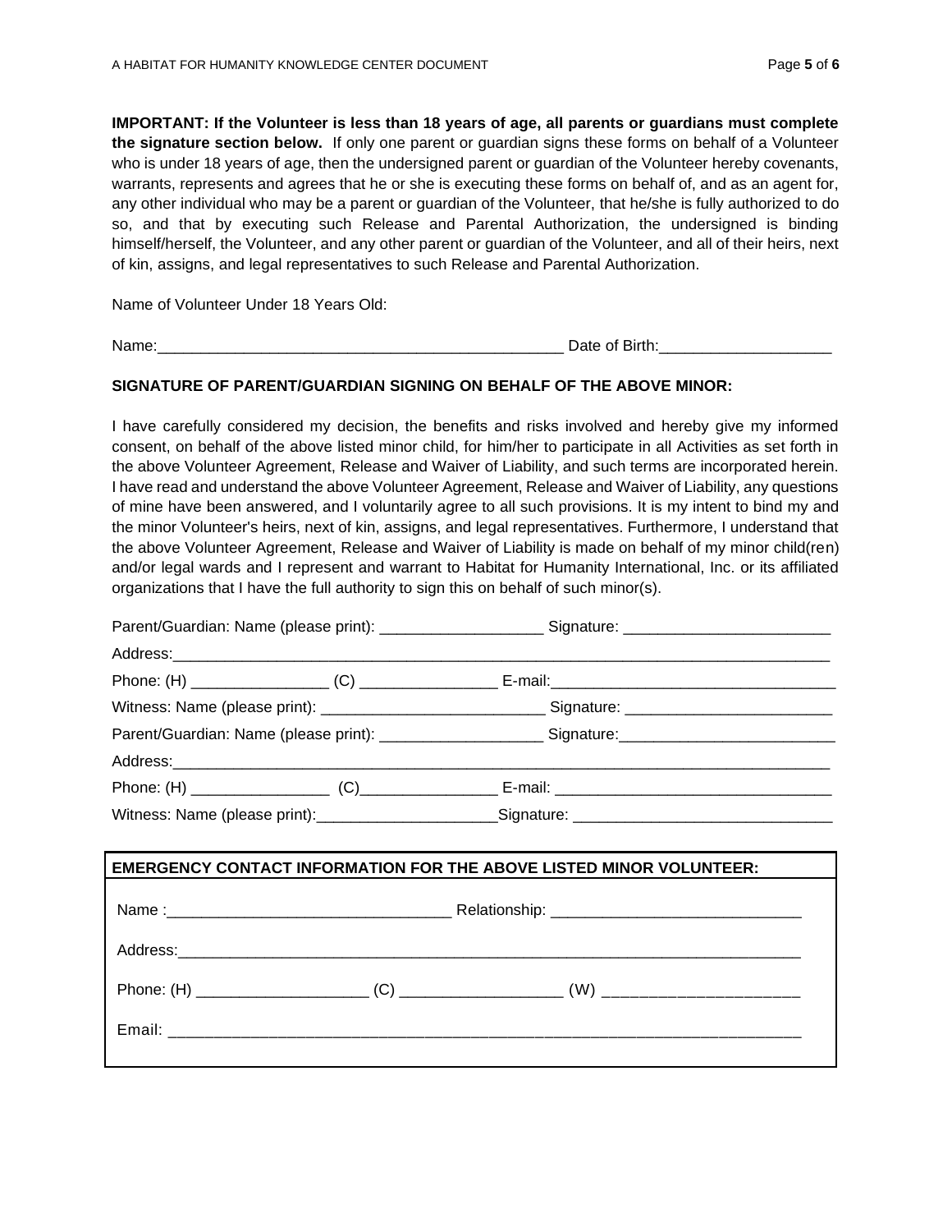**IMPORTANT: If the Volunteer is less than 18 years of age, all parents or guardians must complete the signature section below.** If only one parent or guardian signs these forms on behalf of a Volunteer who is under 18 years of age, then the undersigned parent or guardian of the Volunteer hereby covenants, warrants, represents and agrees that he or she is executing these forms on behalf of, and as an agent for, any other individual who may be a parent or guardian of the Volunteer, that he/she is fully authorized to do so, and that by executing such Release and Parental Authorization, the undersigned is binding himself/herself, the Volunteer, and any other parent or guardian of the Volunteer, and all of their heirs, next of kin, assigns, and legal representatives to such Release and Parental Authorization.

Name of Volunteer Under 18 Years Old:

Name:_______________________________________________ Date of Birth:___________________

**SIGNATURE OF PARENT/GUARDIAN SIGNING ON BEHALF OF THE ABOVE MINOR:**

I have carefully considered my decision, the benefits and risks involved and hereby give my informed consent, on behalf of the above listed minor child, for him/her to participate in all Activities as set forth in the above Volunteer Agreement, Release and Waiver of Liability, and such terms are incorporated herein. I have read and understand the above Volunteer Agreement, Release and Waiver of Liability, any questions of mine have been answered, and I voluntarily agree to all such provisions. It is my intent to bind my and the minor Volunteer's heirs, next of kin, assigns, and legal representatives. Furthermore, I understand that the above Volunteer Agreement, Release and Waiver of Liability is made on behalf of my minor child(ren) and/or legal wards and I represent and warrant to Habitat for Humanity International, Inc. or its affiliated organizations that I have the full authority to sign this on behalf of such minor(s).

Parent/Guardian: Name (please print): ___________________ Signature: ________________________

Address:_______________________________________________________________________________

Phone: (H) ________________ (C) ________________ E-mail:________________________________

Witness: Name (please print): __________________________ Signature: ________________________

Parent/Guardian: Name (please print): ___________________ Signature:_________________________

Address:_______________________________________________________________________________

Phone: (H) ________________ (C)________________ E-mail: ________________________________

Witness: Name (please print):_____________________Signature: ______________________________

| **EMERGENCY CONTACT INFORMATION FOR THE ABOVE LISTED MINOR VOLUNTEER:** |
| --- |
| Name :________________________________ Relationship: _____________________________ |
| Address:__________________________________________________________________________ |
| Phone: (H) ___________________ (C) __________________ (W) _____________________ |
| Email: ___________________________________________________________________________ |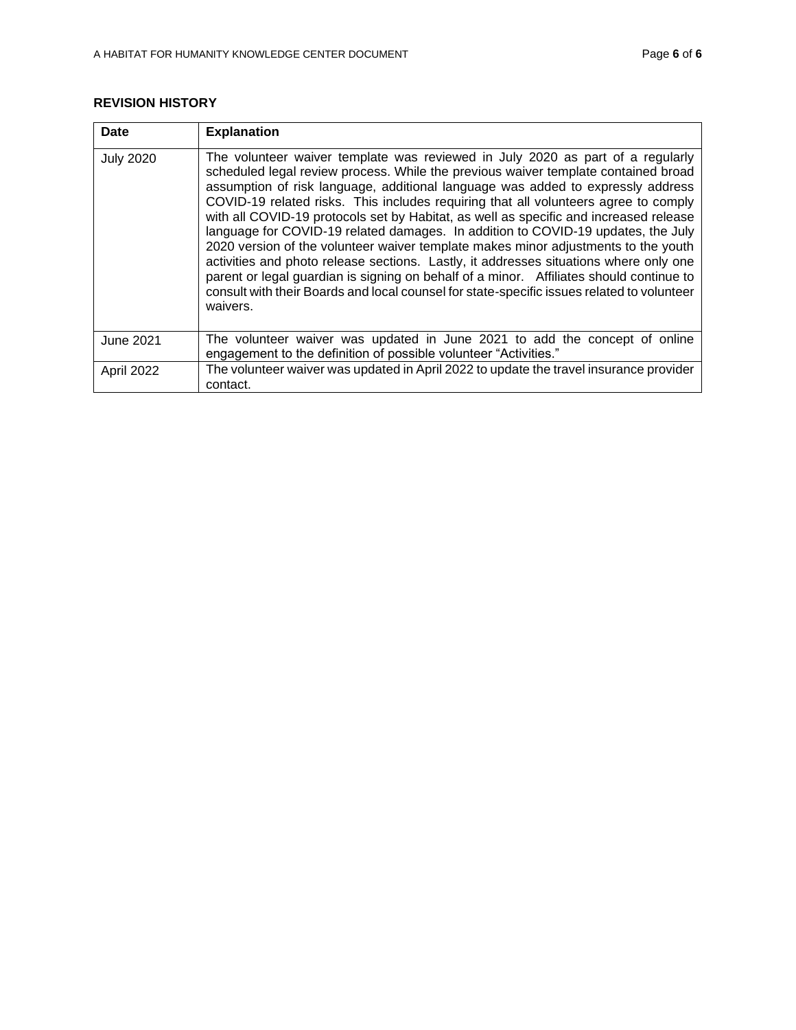## REVISION HISTORY

| Date | Explanation |
|---|---|
| July 2020 | The volunteer waiver template was reviewed in July 2020 as part of a regularly scheduled legal review process. While the previous waiver template contained broad assumption of risk language, additional language was added to expressly address COVID-19 related risks. This includes requiring that all volunteers agree to comply with all COVID-19 protocols set by Habitat, as well as specific and increased release language for COVID-19 related damages. In addition to COVID-19 updates, the July 2020 version of the volunteer waiver template makes minor adjustments to the youth activities and photo release sections. Lastly, it addresses situations where only one parent or legal guardian is signing on behalf of a minor. Affiliates should continue to consult with their Boards and local counsel for state-specific issues related to volunteer waivers. |
| June 2021 | The volunteer waiver was updated in June 2021 to add the concept of online engagement to the definition of possible volunteer "Activities." |
| April 2022 | The volunteer waiver was updated in April 2022 to update the travel insurance provider contact. |